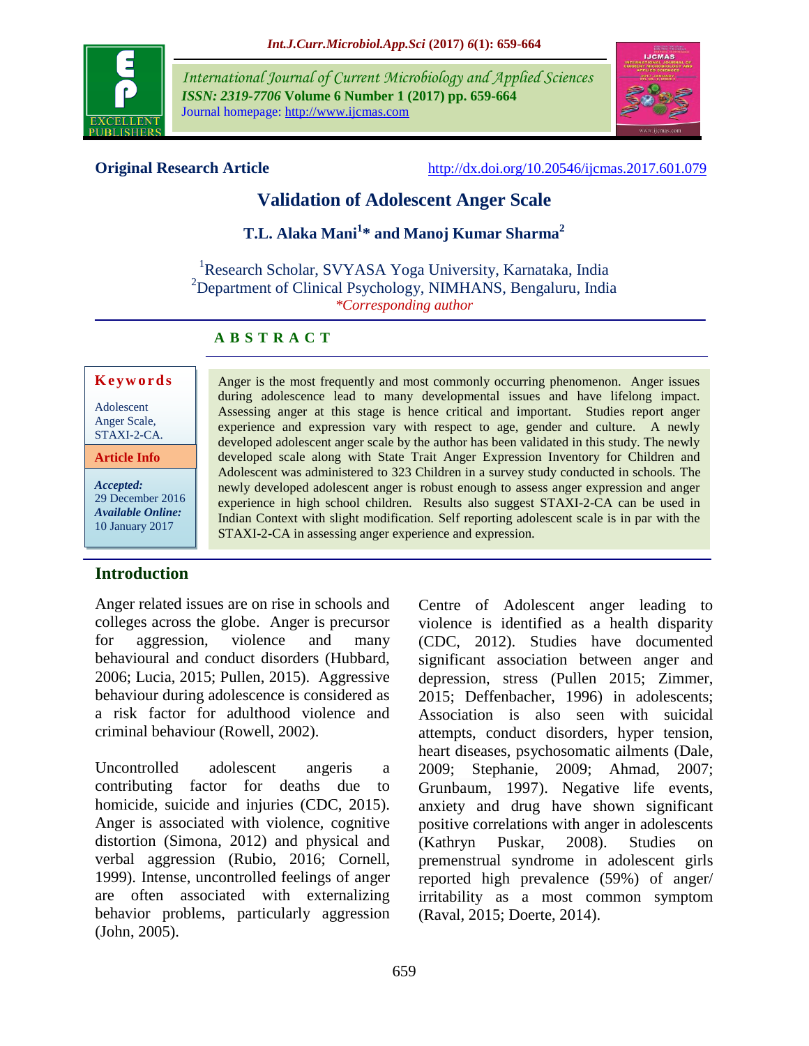Original Research Article

http://dx.doi.org/10.20546/ijcmas.2017.601.079

# Validation of Adolescent Anger Scale

**T.L. Alaka Mani[1]* and Manoj Kumar Sharma[2]**

[1]Research Scholar, SVYASA Yoga University, Karnataka, India
[2]Department of Clinical Psychology, NIMHANS, Bengaluru, India
*Corresponding author

## ABSTRACT

**Keywords**

Adolescent Anger Scale, STAXI-2-CA.

**Article Info**

***Accepted:*** 29 December 2016
***Available Online:*** 10 January 2017

Anger is the most frequently and most commonly occurring phenomenon. Anger issues during adolescence lead to many developmental issues and have lifelong impact. Assessing anger at this stage is hence critical and important. Studies report anger experience and expression vary with respect to age, gender and culture. A newly developed adolescent anger scale by the author has been validated in this study. The newly developed scale along with State Trait Anger Expression Inventory for Children and Adolescent was administered to 323 Children in a survey study conducted in schools. The newly developed adolescent anger is robust enough to assess anger expression and anger experience in high school children. Results also suggest STAXI-2-CA can be used in Indian Context with slight modification. Self reporting adolescent scale is in par with the STAXI-2-CA in assessing anger experience and expression.

## Introduction

Anger related issues are on rise in schools and colleges across the globe. Anger is precursor for aggression, violence and many behavioural and conduct disorders (Hubbard, 2006; Lucia, 2015; Pullen, 2015). Aggressive behaviour during adolescence is considered as a risk factor for adulthood violence and criminal behaviour (Rowell, 2002).

Uncontrolled adolescent angeris a contributing factor for deaths due to homicide, suicide and injuries (CDC, 2015). Anger is associated with violence, cognitive distortion (Simona, 2012) and physical and verbal aggression (Rubio, 2016; Cornell, 1999). Intense, uncontrolled feelings of anger are often associated with externalizing behavior problems, particularly aggression (John, 2005).

Centre of Adolescent anger leading to violence is identified as a health disparity (CDC, 2012). Studies have documented significant association between anger and depression, stress (Pullen 2015; Zimmer, 2015; Deffenbacher, 1996) in adolescents; Association is also seen with suicidal attempts, conduct disorders, hyper tension, heart diseases, psychosomatic ailments (Dale, 2009; Stephanie, 2009; Ahmad, 2007; Grunbaum, 1997). Negative life events, anxiety and drug have shown significant positive correlations with anger in adolescents (Kathryn Puskar, 2008). Studies on premenstrual syndrome in adolescent girls reported high prevalence (59%) of anger/ irritability as a most common symptom (Raval, 2015; Doerte, 2014).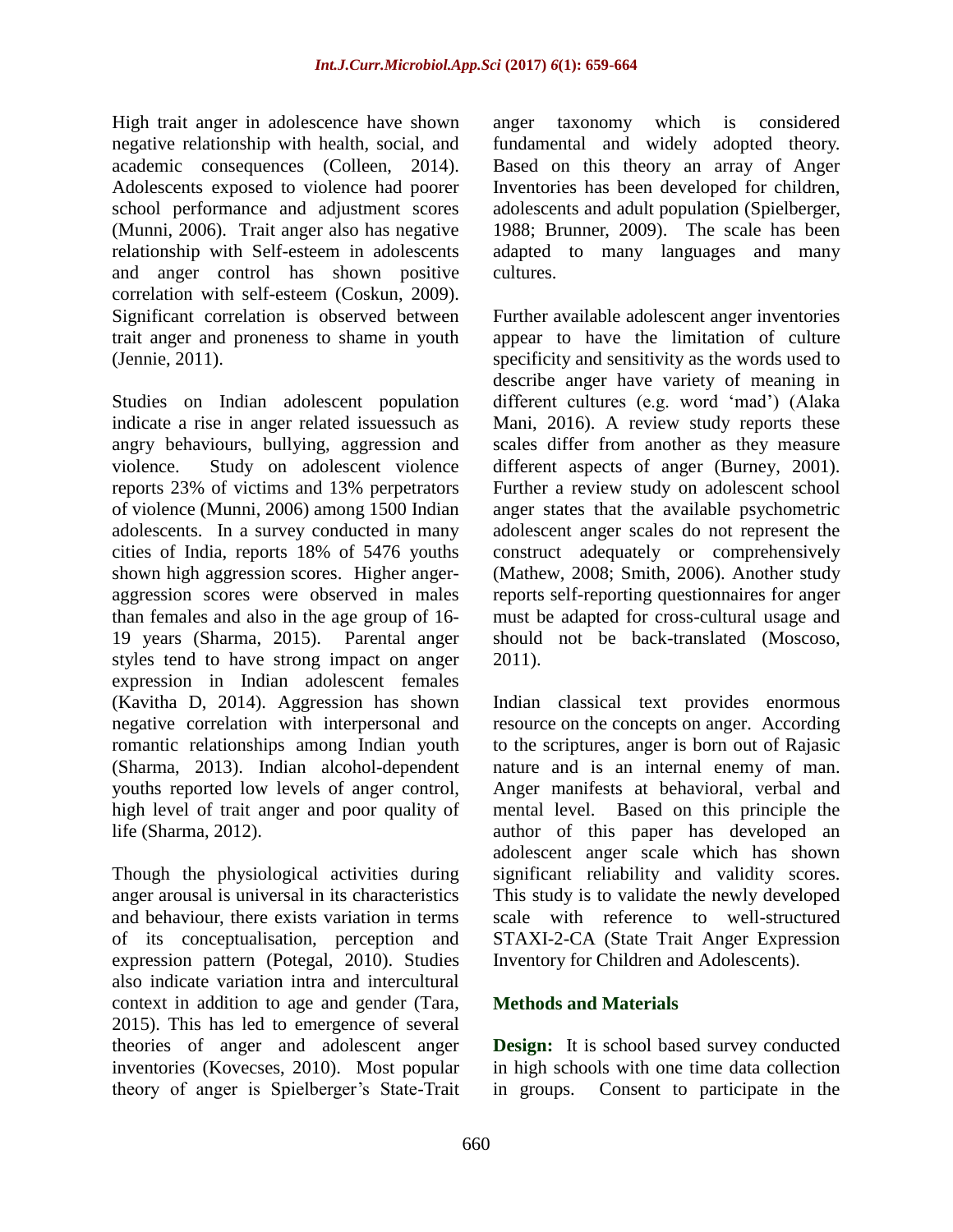High trait anger in adolescence have shown negative relationship with health, social, and academic consequences (Colleen, 2014). Adolescents exposed to violence had poorer school performance and adjustment scores (Munni, 2006). Trait anger also has negative relationship with Self-esteem in adolescents and anger control has shown positive correlation with self-esteem (Coskun, 2009). Significant correlation is observed between trait anger and proneness to shame in youth (Jennie, 2011).

Studies on Indian adolescent population indicate a rise in anger related issuessuch as angry behaviours, bullying, aggression and violence. Study on adolescent violence reports 23% of victims and 13% perpetrators of violence (Munni, 2006) among 1500 Indian adolescents. In a survey conducted in many cities of India, reports 18% of 5476 youths shown high aggression scores. Higher anger-aggression scores were observed in males than females and also in the age group of 16-19 years (Sharma, 2015). Parental anger styles tend to have strong impact on anger expression in Indian adolescent females (Kavitha D, 2014). Aggression has shown negative correlation with interpersonal and romantic relationships among Indian youth (Sharma, 2013). Indian alcohol-dependent youths reported low levels of anger control, high level of trait anger and poor quality of life (Sharma, 2012).

Though the physiological activities during anger arousal is universal in its characteristics and behaviour, there exists variation in terms of its conceptualisation, perception and expression pattern (Potegal, 2010). Studies also indicate variation intra and intercultural context in addition to age and gender (Tara, 2015). This has led to emergence of several theories of anger and adolescent anger inventories (Kovecses, 2010). Most popular theory of anger is Spielberger's State-Trait anger taxonomy which is considered fundamental and widely adopted theory. Based on this theory an array of Anger Inventories has been developed for children, adolescents and adult population (Spielberger, 1988; Brunner, 2009). The scale has been adapted to many languages and many cultures.

Further available adolescent anger inventories appear to have the limitation of culture specificity and sensitivity as the words used to describe anger have variety of meaning in different cultures (e.g. word 'mad') (Alaka Mani, 2016). A review study reports these scales differ from another as they measure different aspects of anger (Burney, 2001). Further a review study on adolescent school anger states that the available psychometric adolescent anger scales do not represent the construct adequately or comprehensively (Mathew, 2008; Smith, 2006). Another study reports self-reporting questionnaires for anger must be adapted for cross-cultural usage and should not be back-translated (Moscoso, 2011).

Indian classical text provides enormous resource on the concepts on anger. According to the scriptures, anger is born out of Rajasic nature and is an internal enemy of man. Anger manifests at behavioral, verbal and mental level. Based on this principle the author of this paper has developed an adolescent anger scale which has shown significant reliability and validity scores. This study is to validate the newly developed scale with reference to well-structured STAXI-2-CA (State Trait Anger Expression Inventory for Children and Adolescents).

## Methods and Materials

**Design:** It is school based survey conducted in high schools with one time data collection in groups. Consent to participate in the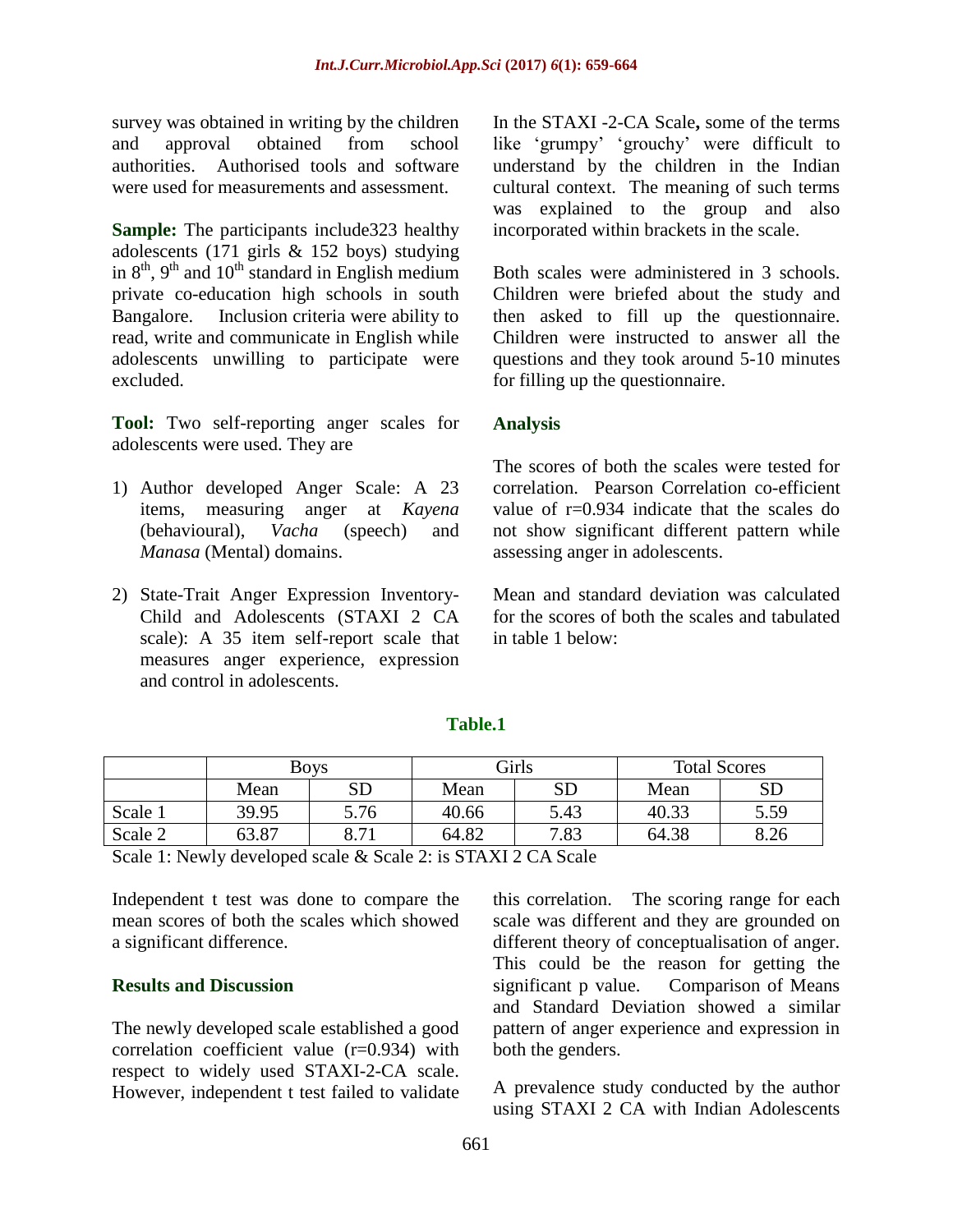survey was obtained in writing by the children and approval obtained from school authorities. Authorised tools and software were used for measurements and assessment.

**Sample:** The participants include323 healthy adolescents (171 girls & 152 boys) studying in 8$^{th}$, 9$^{th}$ and 10$^{th}$ standard in English medium private co-education high schools in south Bangalore. Inclusion criteria were ability to read, write and communicate in English while adolescents unwilling to participate were excluded.

**Tool:** Two self-reporting anger scales for adolescents were used. They are

1) Author developed Anger Scale: A 23 items, measuring anger at *Kayena* (behavioural), *Vacha* (speech) and *Manasa* (Mental) domains.
2) State-Trait Anger Expression Inventory-Child and Adolescents (STAXI 2 CA scale): A 35 item self-report scale that measures anger experience, expression and control in adolescents.

In the STAXI -2-CA Scale**,** some of the terms like 'grumpy' 'grouchy' were difficult to understand by the children in the Indian cultural context. The meaning of such terms was explained to the group and also incorporated within brackets in the scale.

Both scales were administered in 3 schools. Children were briefed about the study and then asked to fill up the questionnaire. Children were instructed to answer all the questions and they took around 5-10 minutes for filling up the questionnaire.

### Analysis

The scores of both the scales were tested for correlation. Pearson Correlation co-efficient value of r=0.934 indicate that the scales do not show significant different pattern while assessing anger in adolescents.

Mean and standard deviation was calculated for the scores of both the scales and tabulated in table 1 below:

**Table.1**

| | Boys | | Girls | | Total Scores | |
|---|---|---|---|---|---|---|
| | Mean | SD | Mean | SD | Mean | SD |
| Scale 1 | 39.95 | 5.76 | 40.66 | 5.43 | 40.33 | 5.59 |
| Scale 2 | 63.87 | 8.71 | 64.82 | 7.83 | 64.38 | 8.26 |

Scale 1: Newly developed scale & Scale 2: is STAXI 2 CA Scale

Independent t test was done to compare the mean scores of both the scales which showed a significant difference.

### Results and Discussion

The newly developed scale established a good correlation coefficient value (r=0.934) with respect to widely used STAXI-2-CA scale. However, independent t test failed to validate this correlation. The scoring range for each scale was different and they are grounded on different theory of conceptualisation of anger. This could be the reason for getting the significant p value. Comparison of Means and Standard Deviation showed a similar pattern of anger experience and expression in both the genders.

A prevalence study conducted by the author using STAXI 2 CA with Indian Adolescents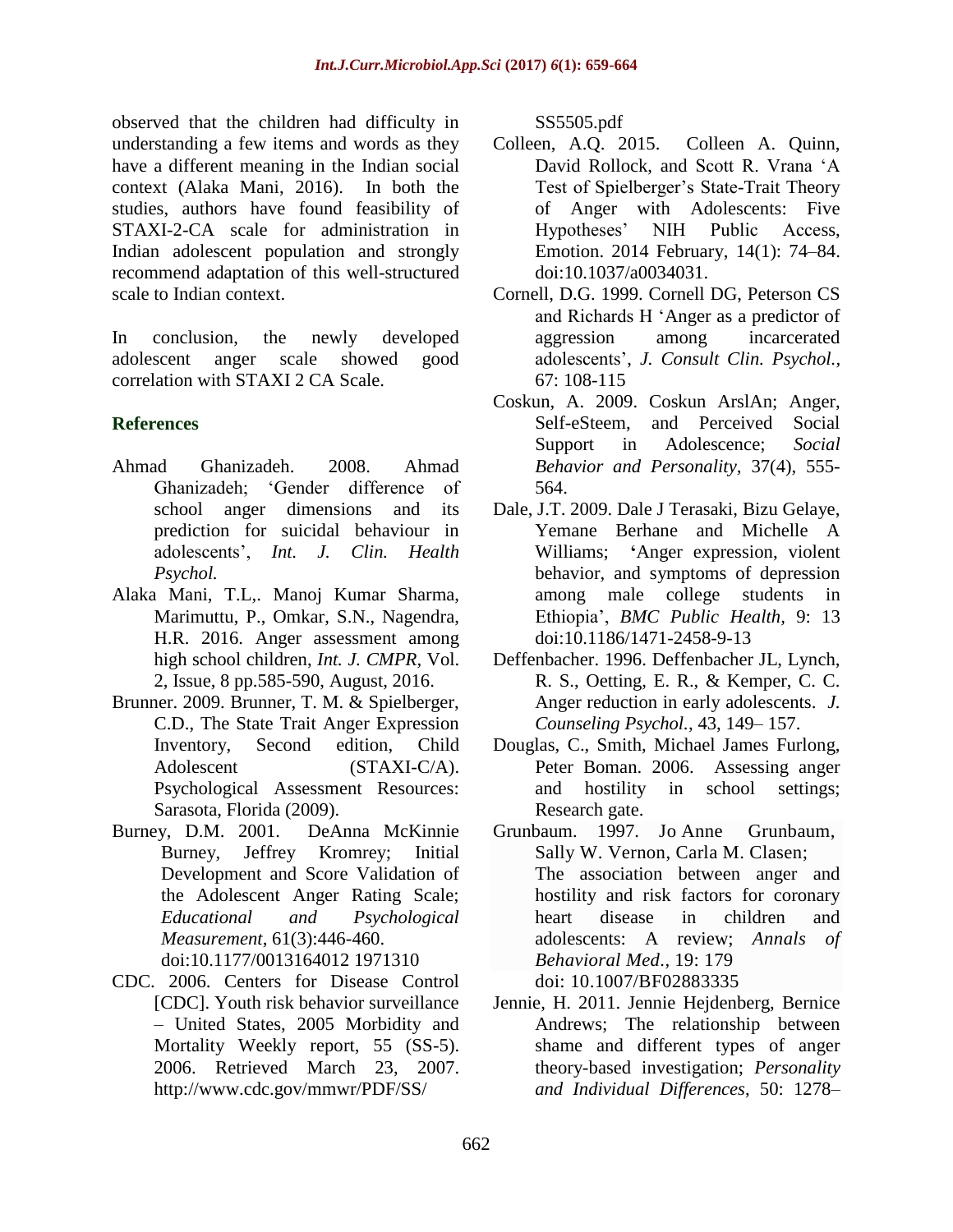observed that the children had difficulty in understanding a few items and words as they have a different meaning in the Indian social context (Alaka Mani, 2016). In both the studies, authors have found feasibility of STAXI-2-CA scale for administration in Indian adolescent population and strongly recommend adaptation of this well-structured scale to Indian context.

In conclusion, the newly developed adolescent anger scale showed good correlation with STAXI 2 CA Scale.

## References

Ahmad Ghanizadeh. 2008. Ahmad Ghanizadeh; 'Gender difference of school anger dimensions and its prediction for suicidal behaviour in adolescents', *Int. J. Clin. Health Psychol.*

Alaka Mani, T.L,. Manoj Kumar Sharma, Marimuttu, P., Omkar, S.N., Nagendra, H.R. 2016. Anger assessment among high school children, *Int. J. CMPR*, Vol. 2, Issue, 8 pp.585-590, August, 2016.

Brunner. 2009. Brunner, T. M. & Spielberger, C.D., The State Trait Anger Expression Inventory, Second edition, Child Adolescent (STAXI-C/A). Psychological Assessment Resources: Sarasota, Florida (2009).

Burney, D.M. 2001. DeAnna McKinnie Burney, Jeffrey Kromrey; Initial Development and Score Validation of the Adolescent Anger Rating Scale; *Educational and Psychological Measurement*, 61(3):446-460. doi:10.1177/0013164012 1971310

CDC. 2006. Centers for Disease Control [CDC]. Youth risk behavior surveillance – United States, 2005 Morbidity and Mortality Weekly report, 55 (SS-5). 2006. Retrieved March 23, 2007. http://www.cdc.gov/mmwr/PDF/SS/ SS5505.pdf

Colleen, A.Q. 2015. Colleen A. Quinn, David Rollock, and Scott R. Vrana 'A Test of Spielberger's State-Trait Theory of Anger with Adolescents: Five Hypotheses' NIH Public Access, Emotion. 2014 February, 14(1): 74–84. doi:10.1037/a0034031.

Cornell, D.G. 1999. Cornell DG, Peterson CS and Richards H 'Anger as a predictor of aggression among incarcerated adolescents', *J. Consult Clin. Psychol.,* 67: 108-115

Coskun, A. 2009. Coskun ArslAn; Anger, Self-eSteem, and Perceived Social Support in Adolescence; *Social Behavior and Personality*, 37(4), 555-564.

Dale, J.T. 2009. Dale J Terasaki, Bizu Gelaye, Yemane Berhane and Michelle A Williams; 'Anger expression, violent behavior, and symptoms of depression among male college students in Ethiopia', *BMC Public Health*, 9: 13 doi:10.1186/1471-2458-9-13

Deffenbacher. 1996. Deffenbacher JL, Lynch, R. S., Oetting, E. R., & Kemper, C. C. Anger reduction in early adolescents. *J. Counseling Psychol.*, 43, 149– 157.

Douglas, C., Smith, Michael James Furlong, Peter Boman. 2006. Assessing anger and hostility in school settings; Research gate.

Grunbaum. 1997. Jo Anne Grunbaum, Sally W. Vernon, Carla M. Clasen; The association between anger and hostility and risk factors for coronary heart disease in children and adolescents: A review; *Annals of Behavioral Med.*, 19: 179 doi: 10.1007/BF02883335

Jennie, H. 2011. Jennie Hejdenberg, Bernice Andrews; The relationship between shame and different types of anger theory-based investigation; *Personality and Individual Differences*, 50: 1278–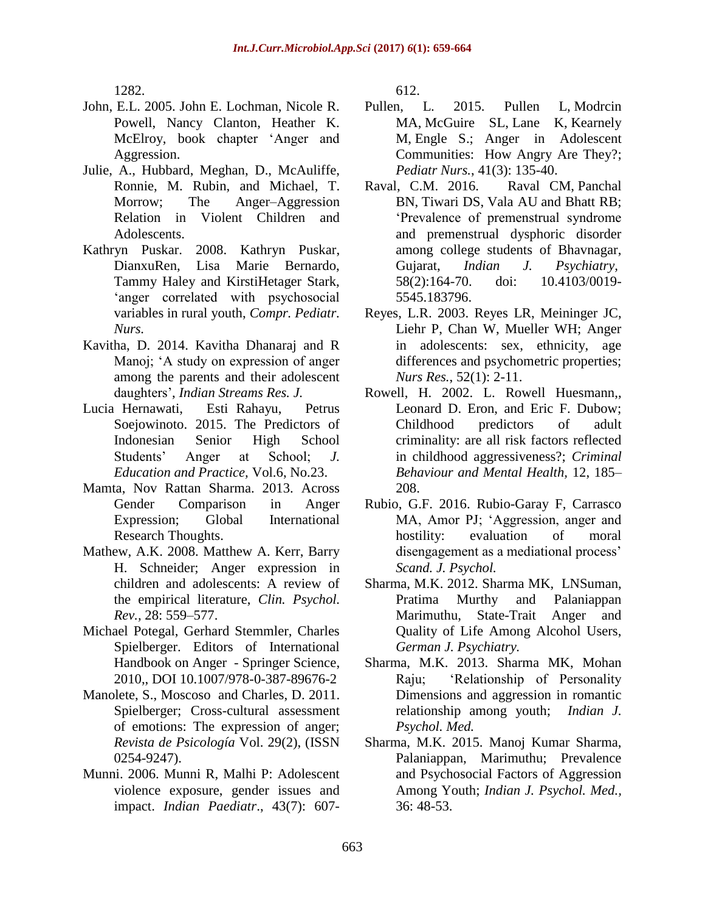1282.

John, E.L. 2005. John E. Lochman, Nicole R. Powell, Nancy Clanton, Heather K. McElroy, book chapter 'Anger and Aggression.

Julie, A., Hubbard, Meghan, D., McAuliffe, Ronnie, M. Rubin, and Michael, T. Morrow; The Anger–Aggression Relation in Violent Children and Adolescents.

Kathryn Puskar. 2008. Kathryn Puskar, DianxuRen, Lisa Marie Bernardo, Tammy Haley and KirstiHetager Stark, 'anger correlated with psychosocial variables in rural youth, *Compr. Pediatr. Nurs.*

Kavitha, D. 2014. Kavitha Dhanaraj and R Manoj; 'A study on expression of anger among the parents and their adolescent daughters', *Indian Streams Res. J.*

Lucia Hernawati, Esti Rahayu, Petrus Soejowinoto. 2015. The Predictors of Indonesian Senior High School Students' Anger at School; *J. Education and Practice,* Vol.6, No.23.

Mamta, Nov Rattan Sharma. 2013. Across Gender Comparison in Anger Expression; Global International Research Thoughts.

Mathew, A.K. 2008. Matthew A. Kerr, Barry H. Schneider; Anger expression in children and adolescents: A review of the empirical literature, *Clin. Psychol. Rev.,* 28: 559–577.

Michael Potegal, Gerhard Stemmler, Charles Spielberger. Editors of International Handbook on Anger - Springer Science, 2010,, DOI 10.1007/978-0-387-89676-2

Manolete, S., Moscoso and Charles, D. 2011. Spielberger; Cross-cultural assessment of emotions: The expression of anger; *Revista de Psicología* Vol. 29(2), (ISSN 0254-9247).

Munni. 2006. Munni R, Malhi P: Adolescent violence exposure, gender issues and impact. *Indian Paediatr*., 43(7): 607-612.

Pullen, L. 2015. Pullen L, Modrcin MA, McGuire SL, Lane K, Kearnely M, Engle S.; Anger in Adolescent Communities: How Angry Are They?; *Pediatr Nurs.*, 41(3): 135-40.

Raval, C.M. 2016. Raval CM, Panchal BN, Tiwari DS, Vala AU and Bhatt RB; 'Prevalence of premenstrual syndrome and premenstrual dysphoric disorder among college students of Bhavnagar, Gujarat, *Indian J. Psychiatry*, 58(2):164-70. doi: 10.4103/0019-5545.183796.

Reyes, L.R. 2003. Reyes LR, Meininger JC, Liehr P, Chan W, Mueller WH; Anger in adolescents: sex, ethnicity, age differences and psychometric properties; *Nurs Res.*, 52(1): 2-11.

Rowell, H. 2002. L. Rowell Huesmann,, Leonard D. Eron, and Eric F. Dubow; Childhood predictors of adult criminality: are all risk factors reflected in childhood aggressiveness?; *Criminal Behaviour and Mental Health,* 12, 185–208.

Rubio, G.F. 2016. Rubio-Garay F, Carrasco MA, Amor PJ; 'Aggression, anger and hostility: evaluation of moral disengagement as a mediational process' *Scand. J. Psychol.*

Sharma, M.K. 2012. Sharma MK, LNSuman, Pratima Murthy and Palaniappan Marimuthu, State-Trait Anger and Quality of Life Among Alcohol Users, *German J. Psychiatry.*

Sharma, M.K. 2013. Sharma MK, Mohan Raju; 'Relationship of Personality Dimensions and aggression in romantic relationship among youth; *Indian J. Psychol. Med.*

Sharma, M.K. 2015. Manoj Kumar Sharma, Palaniappan, Marimuthu; Prevalence and Psychosocial Factors of Aggression Among Youth; *Indian J. Psychol. Med.*, 36: 48-53.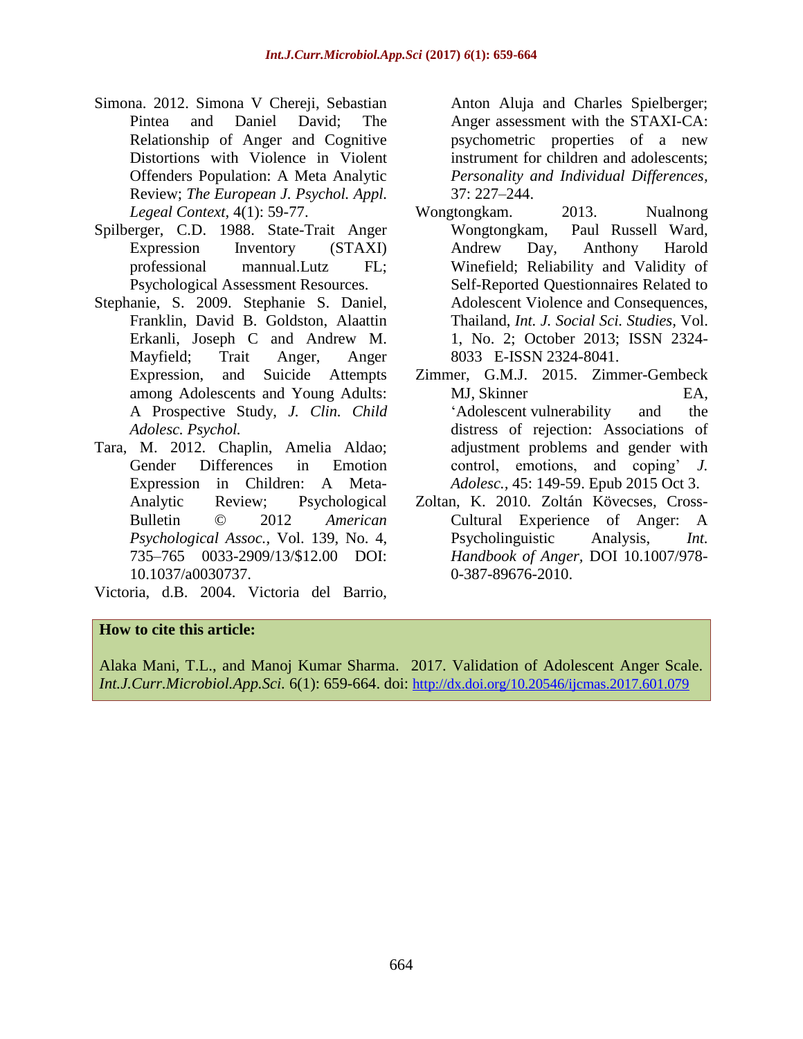Simona. 2012. Simona V Chereji, Sebastian Pintea and Daniel David; The Relationship of Anger and Cognitive Distortions with Violence in Violent Offenders Population: A Meta Analytic Review; *The European J. Psychol. Appl. Legeal Context,* 4(1): 59-77.

Spilberger, C.D. 1988. State-Trait Anger Expression Inventory (STAXI) professional mannual.Lutz FL; Psychological Assessment Resources.

Stephanie, S. 2009. Stephanie S. Daniel, Franklin, David B. Goldston, Alaattin Erkanli, Joseph C and Andrew M. Mayfield; Trait Anger, Anger Expression, and Suicide Attempts among Adolescents and Young Adults: A Prospective Study, *J. Clin. Child Adolesc. Psychol.*

Tara, M. 2012. Chaplin, Amelia Aldao; Gender Differences in Emotion Expression in Children: A Meta-Analytic Review; Psychological Bulletin © 2012 *American Psychological Assoc.,* Vol. 139, No. 4, 735–765 0033-2909/13/$12.00 DOI: 10.1037/a0030737.

Victoria, d.B. 2004. Victoria del Barrio, Anton Aluja and Charles Spielberger; Anger assessment with the STAXI-CA: psychometric properties of a new instrument for children and adolescents; *Personality and Individual Differences,* 37: 227–244.

Wongtongkam. 2013. Nualnong Wongtongkam, Paul Russell Ward, Andrew Day, Anthony Harold Winefield; Reliability and Validity of Self-Reported Questionnaires Related to Adolescent Violence and Consequences, Thailand, *Int. J. Social Sci. Studies,* Vol. 1, No. 2; October 2013; ISSN 2324-8033 E-ISSN 2324-8041.

Zimmer, G.M.J. 2015. Zimmer-Gembeck MJ, Skinner EA, 'Adolescent vulnerability and the distress of rejection: Associations of adjustment problems and gender with control, emotions, and coping' *J. Adolesc.,* 45: 149-59. Epub 2015 Oct 3.

Zoltan, K. 2010. Zoltán Kövecses, Cross-Cultural Experience of Anger: A Psycholinguistic Analysis, *Int. Handbook of Anger,* DOI 10.1007/978-0-387-89676-2010.

**How to cite this article:**

Alaka Mani, T.L., and Manoj Kumar Sharma. 2017. Validation of Adolescent Anger Scale. *Int.J.Curr.Microbiol.App.Sci.* 6(1): 659-664. doi: http://dx.doi.org/10.20546/ijcmas.2017.601.079